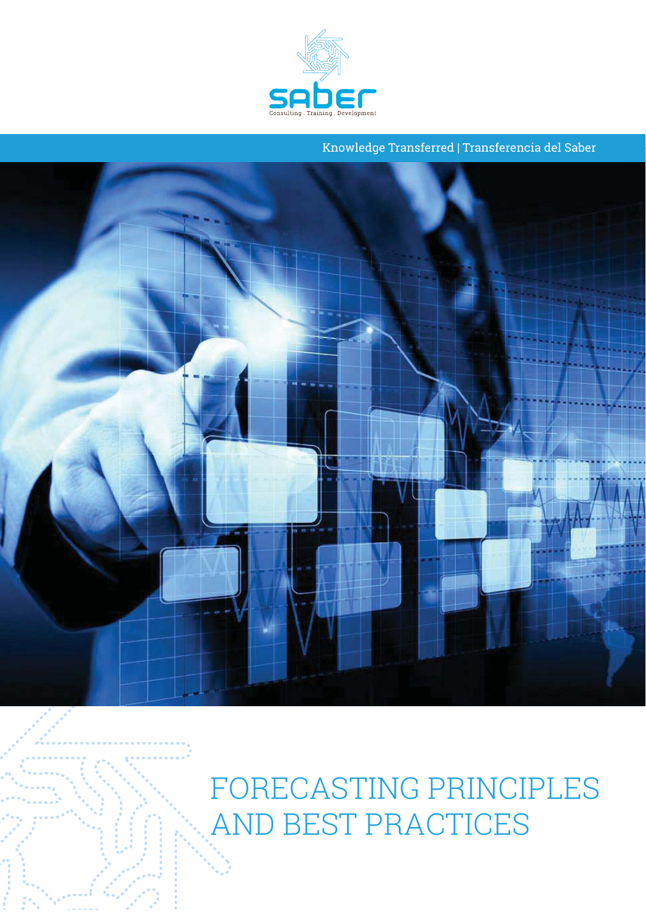saber

Consulting . Training . Development

Knowledge Transferred | Transferencia del Saber

# FORECASTING PRINCIPLES AND BEST PRACTICES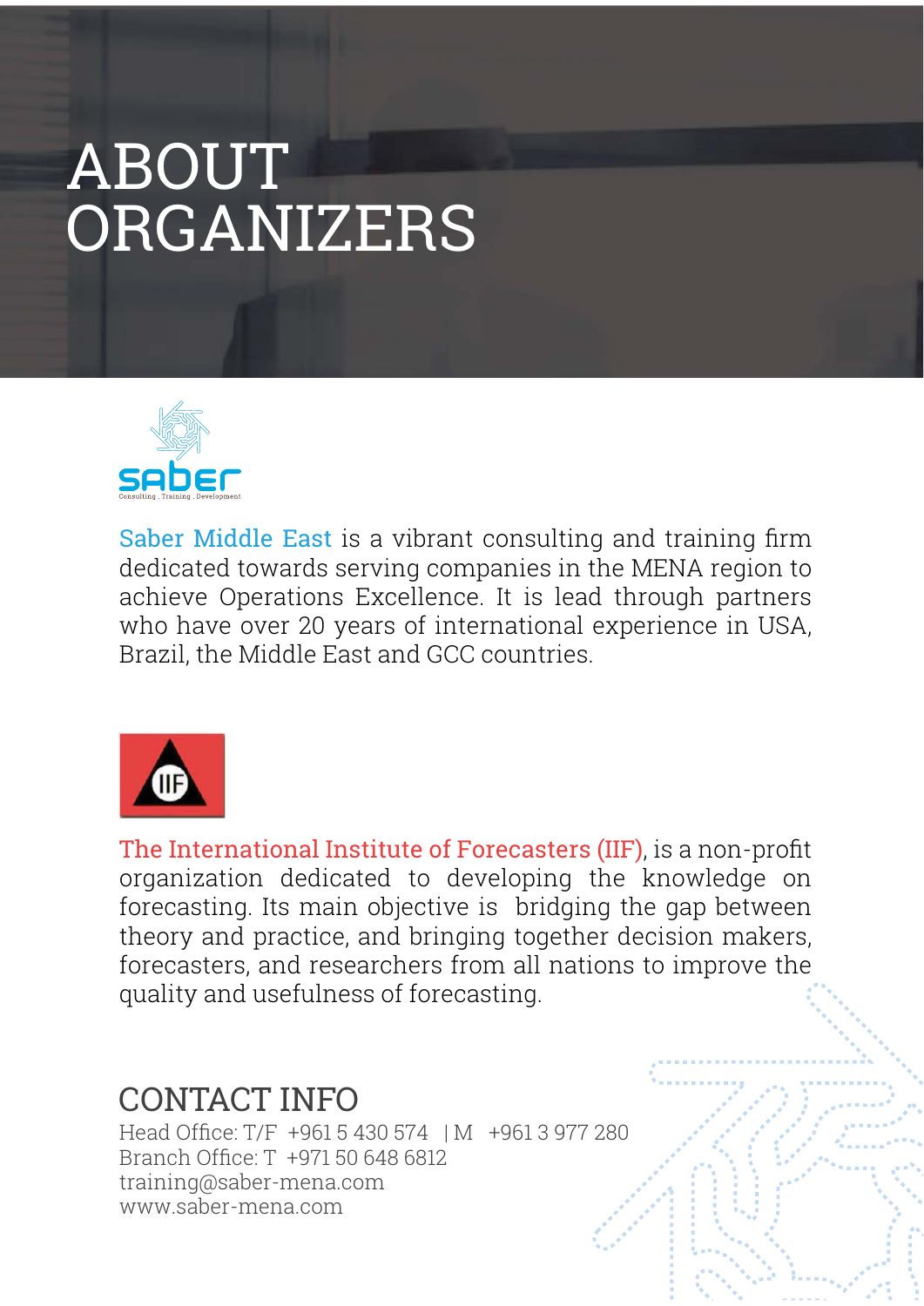# ABOUT ORGANIZERS

Saber Middle East is a vibrant consulting and training firm dedicated towards serving companies in the MENA region to achieve Operations Excellence. It is lead through partners who have over 20 years of international experience in USA, Brazil, the Middle East and GCC countries.

The International Institute of Forecasters (IIF), is a non-profit organization dedicated to developing the knowledge on forecasting. Its main objective is bridging the gap between theory and practice, and bringing together decision makers, forecasters, and researchers from all nations to improve the quality and usefulness of forecasting.

## CONTACT INFO

Head Office: T/F +961 5 430 574 | M +961 3 977 280
Branch Office: T +971 50 648 6812
training@saber-mena.com
www.saber-mena.com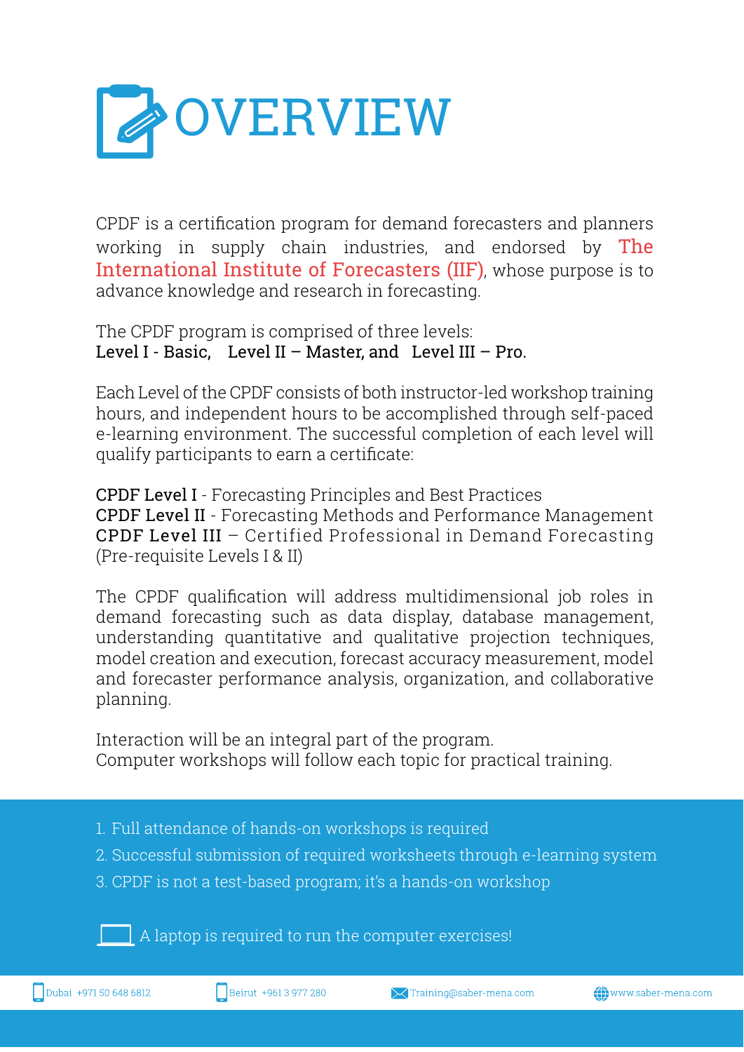# OVERVIEW

CPDF is a certification program for demand forecasters and planners working in supply chain industries, and endorsed by The International Institute of Forecasters (IIF), whose purpose is to advance knowledge and research in forecasting.

The CPDF program is comprised of three levels:
**Level I - Basic, Level II – Master, and Level III – Pro.**

Each Level of the CPDF consists of both instructor-led workshop training hours, and independent hours to be accomplished through self-paced e-learning environment. The successful completion of each level will qualify participants to earn a certificate:

**CPDF Level I** - Forecasting Principles and Best Practices
**CPDF Level II** - Forecasting Methods and Performance Management
**CPDF Level III** – Certified Professional in Demand Forecasting (Pre-requisite Levels I & II)

The CPDF qualification will address multidimensional job roles in demand forecasting such as data display, database management, understanding quantitative and qualitative projection techniques, model creation and execution, forecast accuracy measurement, model and forecaster performance analysis, organization, and collaborative planning.

Interaction will be an integral part of the program.
Computer workshops will follow each topic for practical training.

1. Full attendance of hands-on workshops is required
2. Successful submission of required worksheets through e-learning system
3. CPDF is not a test-based program; it's a hands-on workshop

A laptop is required to run the computer exercises!

Dubai +971 50 648 6812 | Beirut +961 3 977 280 | Training@saber-mena.com | www.saber-mena.com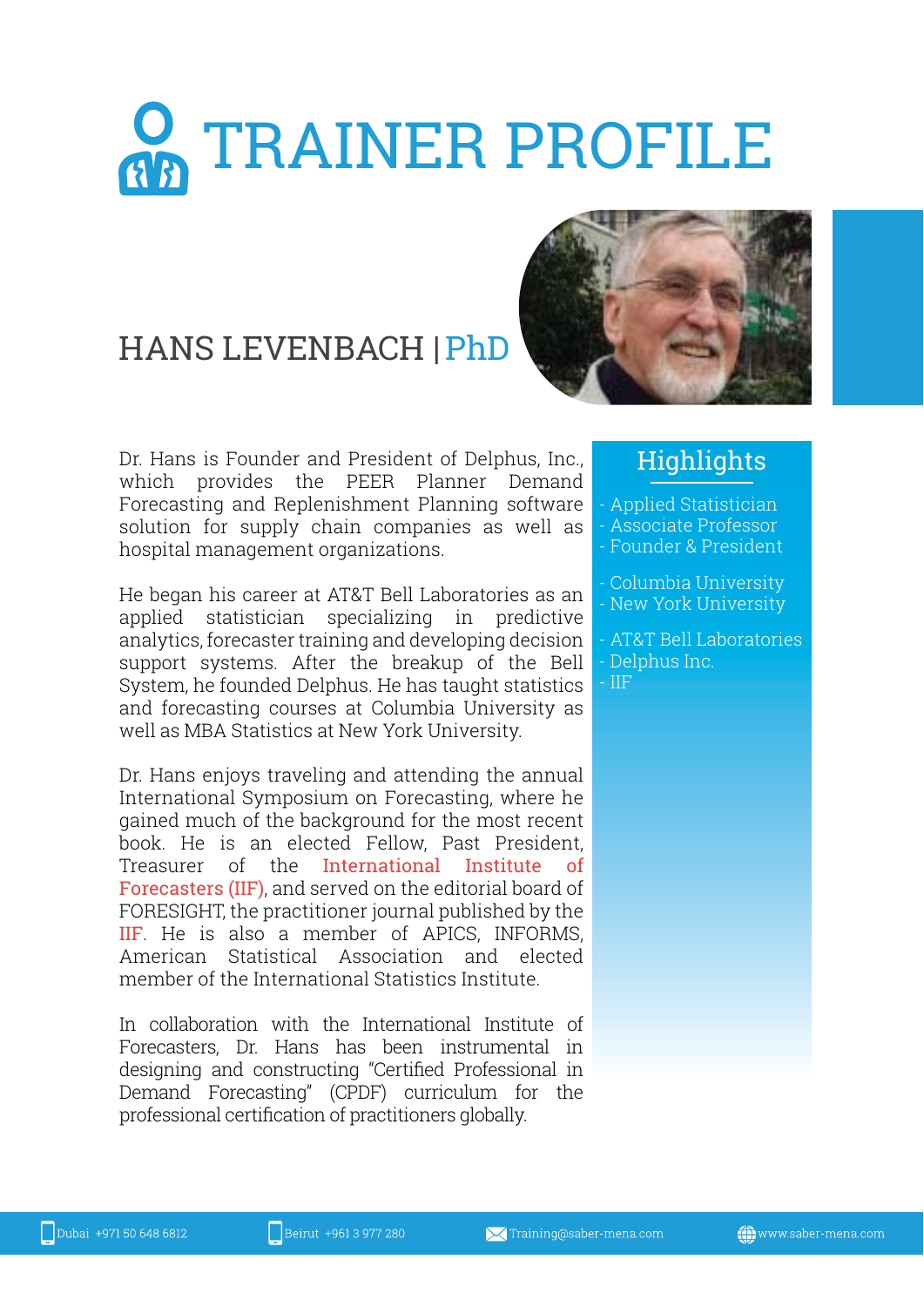# TRAINER PROFILE

## HANS LEVENBACH | PhD

Dr. Hans is Founder and President of Delphus, Inc., which provides the PEER Planner Demand Forecasting and Replenishment Planning software solution for supply chain companies as well as hospital management organizations.

He began his career at AT&T Bell Laboratories as an applied statistician specializing in predictive analytics, forecaster training and developing decision support systems. After the breakup of the Bell System, he founded Delphus. He has taught statistics and forecasting courses at Columbia University as well as MBA Statistics at New York University.

Dr. Hans enjoys traveling and attending the annual International Symposium on Forecasting, where he gained much of the background for the most recent book. He is an elected Fellow, Past President, Treasurer of the International Institute of Forecasters (IIF), and served on the editorial board of FORESIGHT, the practitioner journal published by the IIF. He is also a member of APICS, INFORMS, American Statistical Association and elected member of the International Statistics Institute.

In collaboration with the International Institute of Forecasters, Dr. Hans has been instrumental in designing and constructing "Certified Professional in Demand Forecasting" (CPDF) curriculum for the professional certification of practitioners globally.

### Highlights

- Applied Statistician
- Associate Professor
- Founder & President

- Columbia University
- New York University

- AT&T Bell Laboratories
- Delphus Inc.
- IIF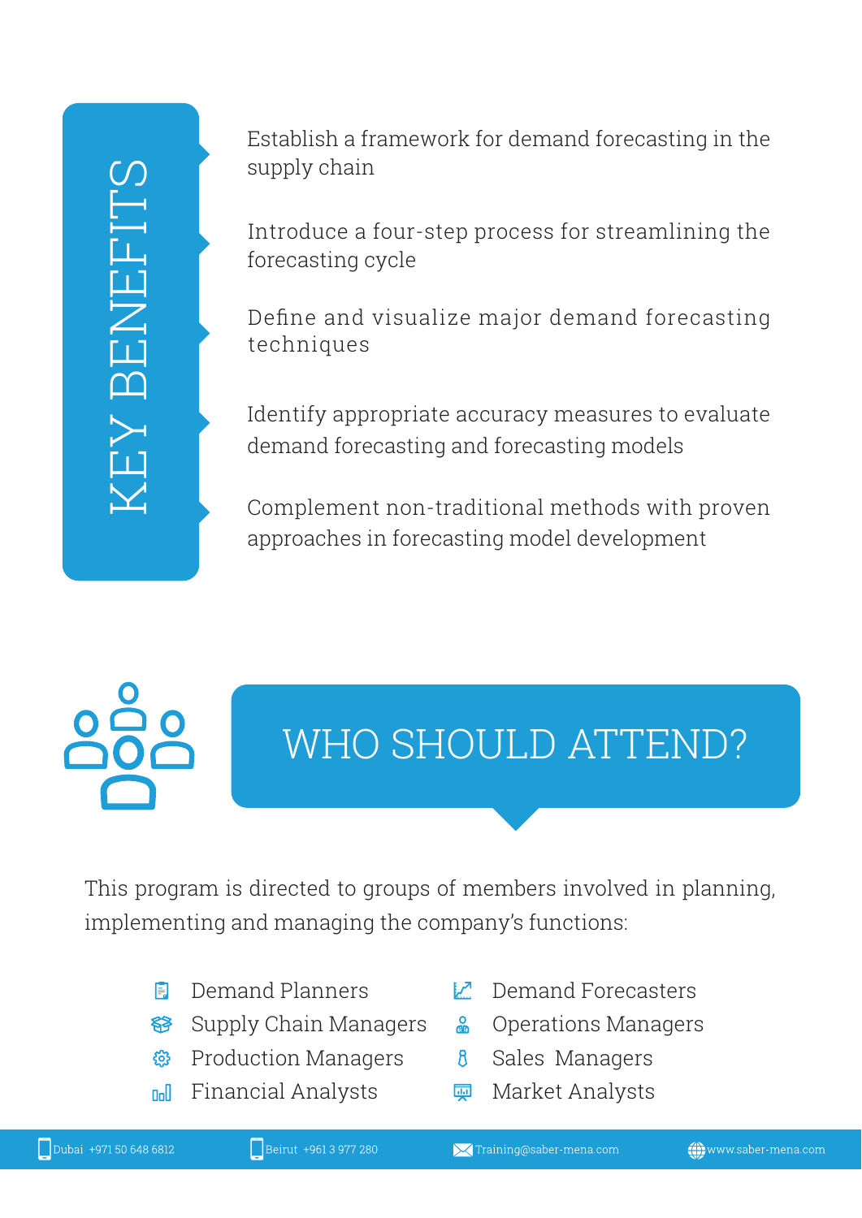## KEY BENEFITS

- Establish a framework for demand forecasting in the supply chain
- Introduce a four-step process for streamlining the forecasting cycle
- Define and visualize major demand forecasting techniques
- Identify appropriate accuracy measures to evaluate demand forecasting and forecasting models
- Complement non-traditional methods with proven approaches in forecasting model development

## WHO SHOULD ATTEND?

This program is directed to groups of members involved in planning, implementing and managing the company's functions:

- Demand Planners
- Supply Chain Managers
- Production Managers
- Financial Analysts
- Demand Forecasters
- Operations Managers
- Sales Managers
- Market Analysts

Dubai +971 50 648 6812 | Beirut +961 3 977 280 | Training@saber-mena.com | www.saber-mena.com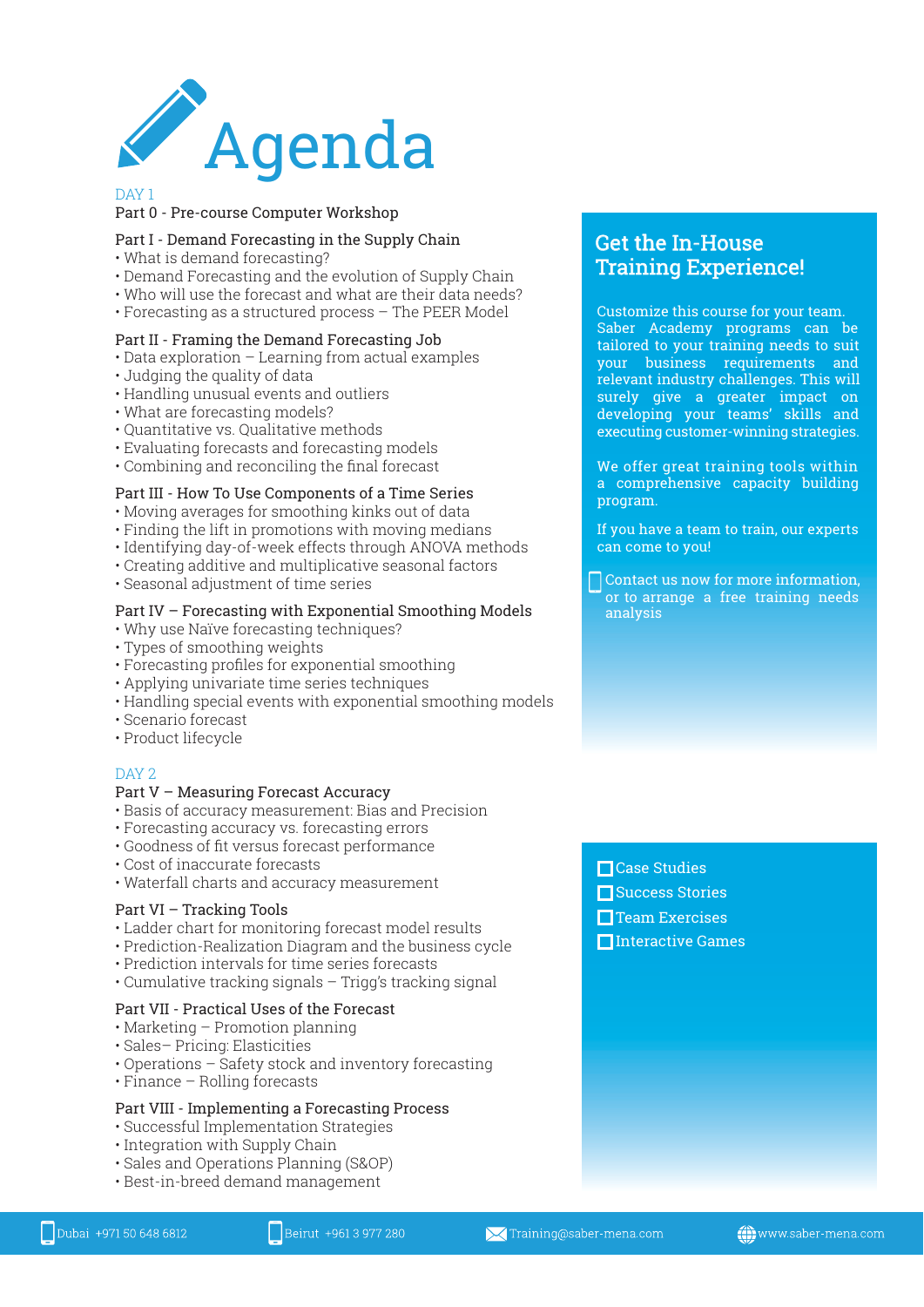# Agenda

## DAY 1

### Part 0 - Pre-course Computer Workshop

### Part I - Demand Forecasting in the Supply Chain

- What is demand forecasting?
- Demand Forecasting and the evolution of Supply Chain
- Who will use the forecast and what are their data needs?
- Forecasting as a structured process – The PEER Model

### Part II - Framing the Demand Forecasting Job

- Data exploration – Learning from actual examples
- Judging the quality of data
- Handling unusual events and outliers
- What are forecasting models?
- Quantitative vs. Qualitative methods
- Evaluating forecasts and forecasting models
- Combining and reconciling the final forecast

### Part III - How To Use Components of a Time Series

- Moving averages for smoothing kinks out of data
- Finding the lift in promotions with moving medians
- Identifying day-of-week effects through ANOVA methods
- Creating additive and multiplicative seasonal factors
- Seasonal adjustment of time series

### Part IV – Forecasting with Exponential Smoothing Models

- Why use Naïve forecasting techniques?
- Types of smoothing weights
- Forecasting profiles for exponential smoothing
- Applying univariate time series techniques
- Handling special events with exponential smoothing models
- Scenario forecast
- Product lifecycle

## DAY 2

### Part V – Measuring Forecast Accuracy

- Basis of accuracy measurement: Bias and Precision
- Forecasting accuracy vs. forecasting errors
- Goodness of fit versus forecast performance
- Cost of inaccurate forecasts
- Waterfall charts and accuracy measurement

### Part VI – Tracking Tools

- Ladder chart for monitoring forecast model results
- Prediction-Realization Diagram and the business cycle
- Prediction intervals for time series forecasts
- Cumulative tracking signals – Trigg's tracking signal

### Part VII - Practical Uses of the Forecast

- Marketing – Promotion planning
- Sales– Pricing: Elasticities
- Operations – Safety stock and inventory forecasting
- Finance – Rolling forecasts

### Part VIII - Implementing a Forecasting Process

- Successful Implementation Strategies
- Integration with Supply Chain
- Sales and Operations Planning (S&OP)
- Best-in-breed demand management

## Get the In-House Training Experience!

Customize this course for your team. Saber Academy programs can be tailored to your training needs to suit your business requirements and relevant industry challenges. This will surely give a greater impact on developing your teams' skills and executing customer-winning strategies.

We offer great training tools within a comprehensive capacity building program.

If you have a team to train, our experts can come to you!

Contact us now for more information, or to arrange a free training needs analysis

- Case Studies
- Success Stories
- Team Exercises
- Interactive Games

Dubai +971 50 648 6812 | Beirut +961 3 977 280 | Training@saber-mena.com | www.saber-mena.com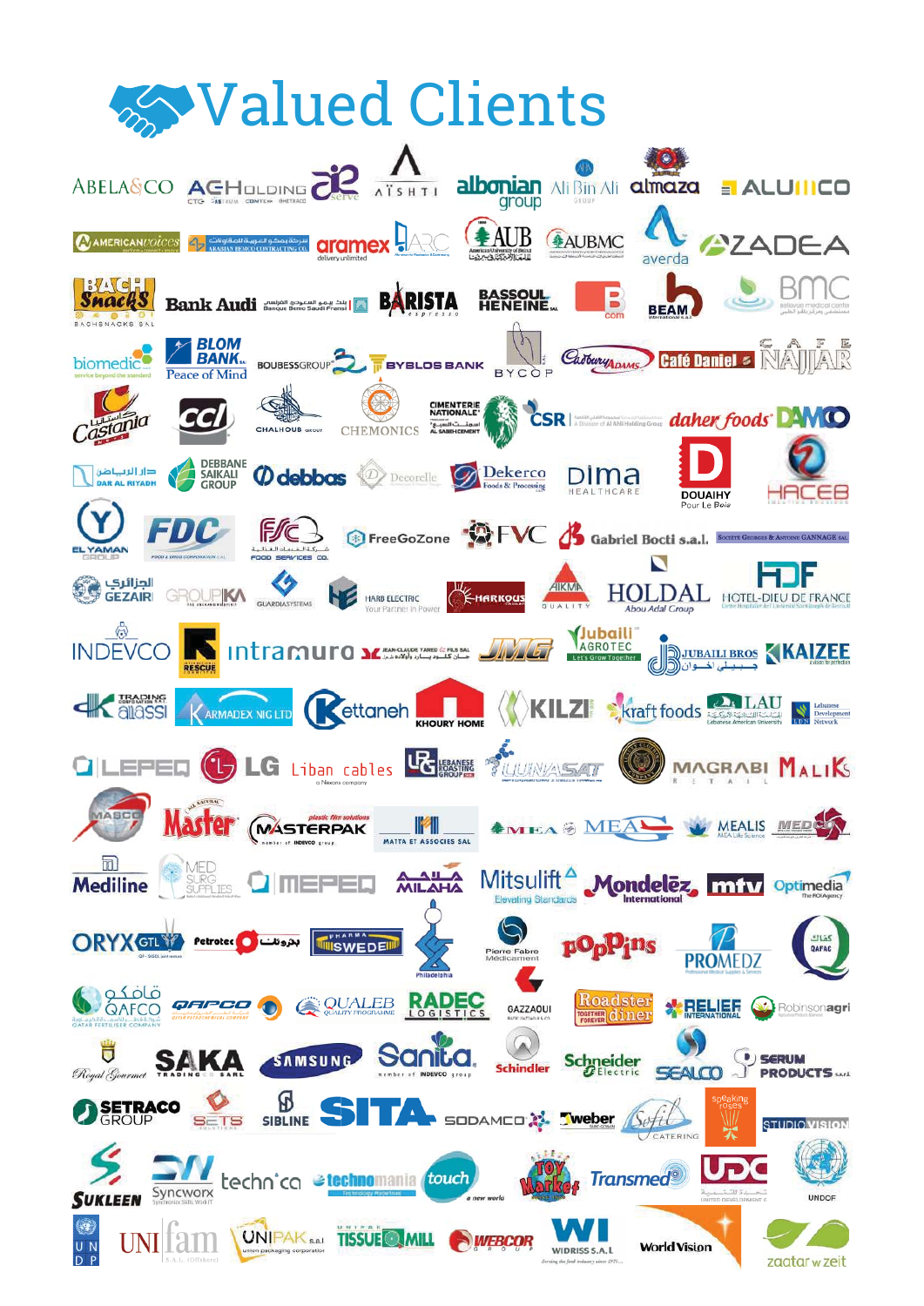# Valued Clients

ABELA&CO · AG HOLDING · aiserve · AÏSHTI · albanian group · Ali Bin Ali · almaza · ALUMCO

AMERICAN voices · AKARIAN BEMCO CONTRACTING CO. · aramex · ARC · AUB · AUBMC · averda · AZADEA

BACHSNACKS · Bank Audi · Banque Bemo Saudi Fransi · BARISTA · BASSOUL HENEINE · B com · BEAM · BMC

biomedic · BLOM BANK · BOUBESSGROUP · BYBLOS BANK · BYCOP · Cadbury ADAMS · Café Daniel · CAFE NAJJAR

Castania · CCI · CHALHOUB GROUP · CHEMONICS · CIMENTERIE NATIONALE · CSR · daher foods · DAMCO

DAR AL RIYADH · DEBBANE SAIKALI GROUP · debbas · Decorelle · Dekerco · Dima HEALTHCARE · DOUAIHY · HACEB

EL YAMAN GROUP · FDC · FSC FOOD SERVICES CO. · FreeGoZone · FVC · Gabriel Bocti s.a.l. · Société Georges & Antoine GANNAGE sal

GEZAIRI · GROUP IKA · GUARDIA SYSTEMS · HARB ELECTRIC · HARKOUS · HIKMA · HOLDAL Abou Adal Group · HOTEL-DIEU DE FRANCE

INDEVCO · RESCUE · intramuro · JEAN-CLAUDE YARED & FILS SAL · JMG · Jubaili AGROTEC · JUBAILI BROS · KAIZEE

aliassi · KARMADEX NIG LTD · Kettaneh · KHOURY HOME · KILZI · kraft foods · LAU · Lebanese Development Network

LEPEQ · LG · Liban cables · LEBANESE ROASTING GROUP · LUNASAT · MAGRABI RETAIL · MALIKS

MABCO · Master · MASTERPAK · MATTA ET ASSOCIES SAL · MEA · MEA · MEALIS · MEDCO

Mediline · MED SURG SUPPLIES · MEPEQ · MILAHA · Mitsulift · Mondelēz International · mtv · Optimedia

ORYX GTL · Petrotec · PHARMA SWEDE · Philadelphia · Pierre Fabre Médicament · pOpPins · PROMEDZ · QAFAC

QAFCO · QAPCO · QUALEB · RADEC LOGISTICS · GAZZAOUI · Roadster diner · RELIEF INTERNATIONAL · Robinson agri

Royal Gourmet · SAKA · SAMSUNG · Sanita · Schindler · Schneider Electric · SEALCO · SERUM PRODUCTS s.a.l.

SETRACO GROUP · SETS · SIBLINE · SITA · SODAMCO · weber · Sofil CATERING · speaking roses · STUDIO VISION

SUKLEEN · Syncworx · techn'ca · technomania · touch · Toy Market · Transmed · UDC · UNDOF

UNDP · UNIFAM · UNIPAK s.a.l · TISSUE MILL · WEBCOR GROUP · WIDRISS S.A.L · World Vision · zaatar w zeit